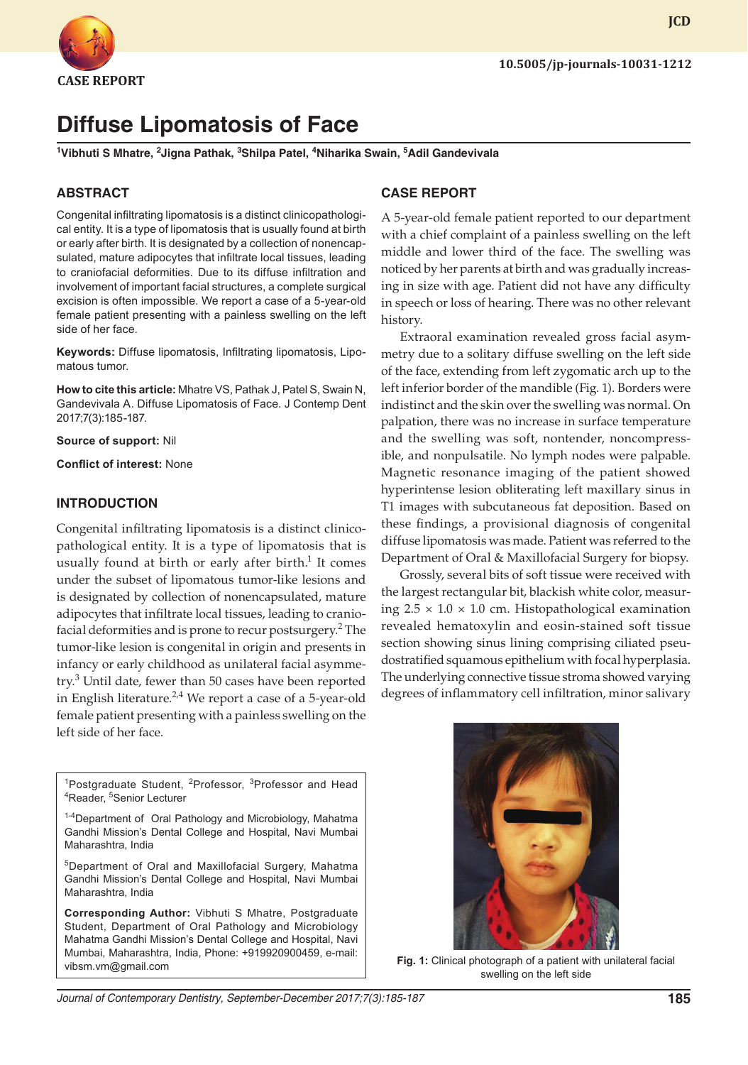CASE REPORT

10.5005/jp-journals-10031-1212

# Diffuse Lipomatosis of Face

[1]Vibhuti S Mhatre, [2]Jigna Pathak, [3]Shilpa Patel, [4]Niharika Swain, [5]Adil Gandevivala

## ABSTRACT

Congenital infiltrating lipomatosis is a distinct clinicopathological entity. It is a type of lipomatosis that is usually found at birth or early after birth. It is designated by a collection of nonencapsulated, mature adipocytes that infiltrate local tissues, leading to craniofacial deformities. Due to its diffuse infiltration and involvement of important facial structures, a complete surgical excision is often impossible. We report a case of a 5-year-old female patient presenting with a painless swelling on the left side of her face.

**Keywords:** Diffuse lipomatosis, Infiltrating lipomatosis, Lipomatous tumor.

**How to cite this article:** Mhatre VS, Pathak J, Patel S, Swain N, Gandevivala A. Diffuse Lipomatosis of Face. J Contemp Dent 2017;7(3):185-187.

**Source of support:** Nil

**Conflict of interest:** None

## INTRODUCTION

Congenital infiltrating lipomatosis is a distinct clinicopathological entity. It is a type of lipomatosis that is usually found at birth or early after birth.[1] It comes under the subset of lipomatous tumor-like lesions and is designated by collection of nonencapsulated, mature adipocytes that infiltrate local tissues, leading to craniofacial deformities and is prone to recur postsurgery.[2] The tumor-like lesion is congenital in origin and presents in infancy or early childhood as unilateral facial asymmetry.[3] Until date, fewer than 50 cases have been reported in English literature.[2,4] We report a case of a 5-year-old female patient presenting with a painless swelling on the left side of her face.

[1]Postgraduate Student, [2]Professor, [3]Professor and Head [4]Reader, [5]Senior Lecturer

[1-4]Department of Oral Pathology and Microbiology, Mahatma Gandhi Mission's Dental College and Hospital, Navi Mumbai Maharashtra, India

[5]Department of Oral and Maxillofacial Surgery, Mahatma Gandhi Mission's Dental College and Hospital, Navi Mumbai Maharashtra, India

**Corresponding Author:** Vibhuti S Mhatre, Postgraduate Student, Department of Oral Pathology and Microbiology Mahatma Gandhi Mission's Dental College and Hospital, Navi Mumbai, Maharashtra, India, Phone: +919920900459, e-mail: vibsm.vm@gmail.com

## CASE REPORT

A 5-year-old female patient reported to our department with a chief complaint of a painless swelling on the left middle and lower third of the face. The swelling was noticed by her parents at birth and was gradually increasing in size with age. Patient did not have any difficulty in speech or loss of hearing. There was no other relevant history.

Extraoral examination revealed gross facial asymmetry due to a solitary diffuse swelling on the left side of the face, extending from left zygomatic arch up to the left inferior border of the mandible (Fig. 1). Borders were indistinct and the skin over the swelling was normal. On palpation, there was no increase in surface temperature and the swelling was soft, nontender, noncompressible, and nonpulsatile. No lymph nodes were palpable. Magnetic resonance imaging of the patient showed hyperintense lesion obliterating left maxillary sinus in T1 images with subcutaneous fat deposition. Based on these findings, a provisional diagnosis of congenital diffuse lipomatosis was made. Patient was referred to the Department of Oral & Maxillofacial Surgery for biopsy.

Grossly, several bits of soft tissue were received with the largest rectangular bit, blackish white color, measuring 2.5 × 1.0 × 1.0 cm. Histopathological examination revealed hematoxylin and eosin-stained soft tissue section showing sinus lining comprising ciliated pseudostratified squamous epithelium with focal hyperplasia. The underlying connective tissue stroma showed varying degrees of inflammatory cell infiltration, minor salivary

Fig. 1: Clinical photograph of a patient with unilateral facial swelling on the left side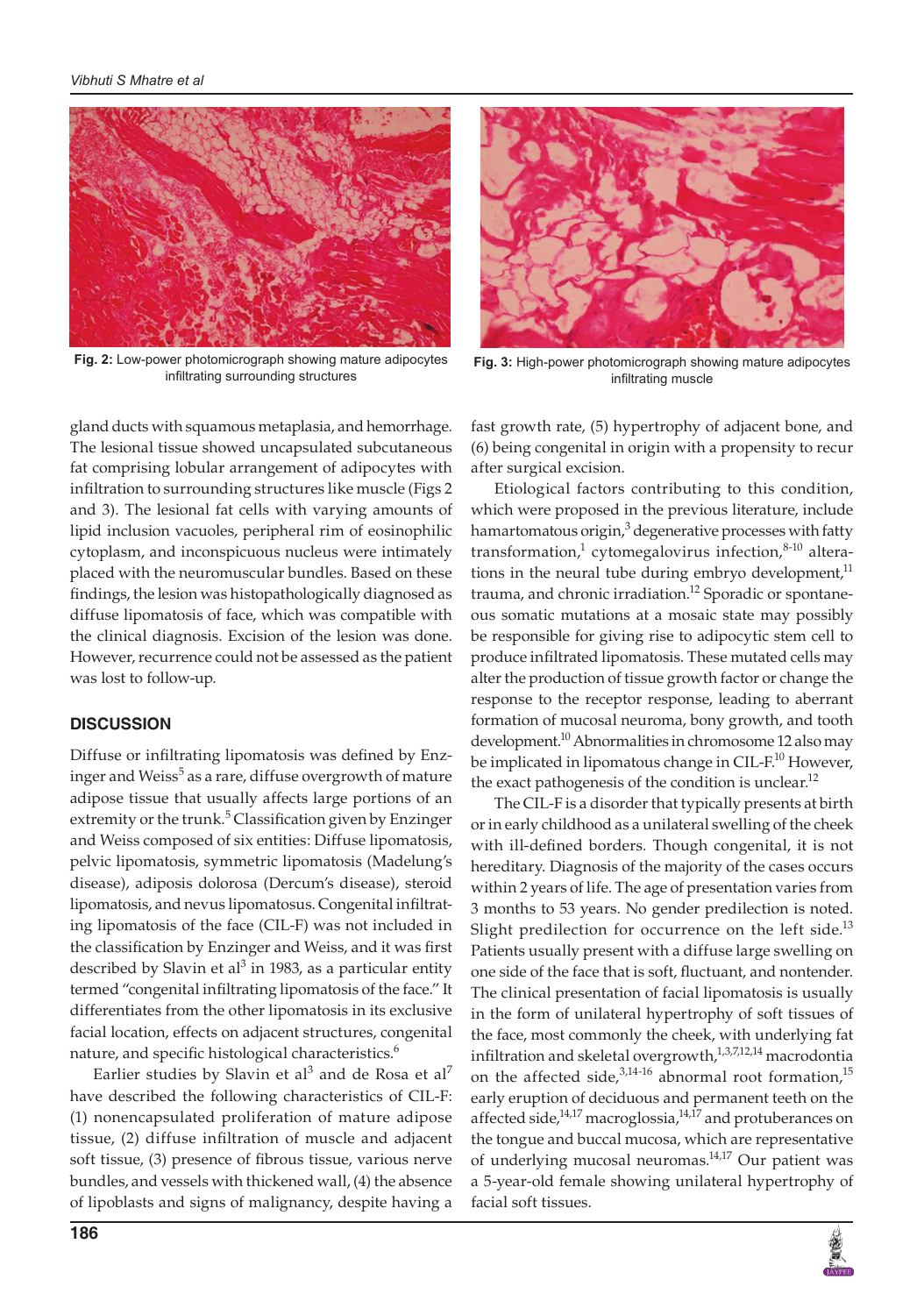Fig. 2: Low-power photomicrograph showing mature adipocytes infiltrating surrounding structures

Fig. 3: High-power photomicrograph showing mature adipocytes infiltrating muscle

gland ducts with squamous metaplasia, and hemorrhage. The lesional tissue showed uncapsulated subcutaneous fat comprising lobular arrangement of adipocytes with infiltration to surrounding structures like muscle (Figs 2 and 3). The lesional fat cells with varying amounts of lipid inclusion vacuoles, peripheral rim of eosinophilic cytoplasm, and inconspicuous nucleus were intimately placed with the neuromuscular bundles. Based on these findings, the lesion was histopathologically diagnosed as diffuse lipomatosis of face, which was compatible with the clinical diagnosis. Excision of the lesion was done. However, recurrence could not be assessed as the patient was lost to follow-up.

## DISCUSSION

Diffuse or infiltrating lipomatosis was defined by Enzinger and Weiss[5] as a rare, diffuse overgrowth of mature adipose tissue that usually affects large portions of an extremity or the trunk.[5] Classification given by Enzinger and Weiss composed of six entities: Diffuse lipomatosis, pelvic lipomatosis, symmetric lipomatosis (Madelung's disease), adiposis dolorosa (Dercum's disease), steroid lipomatosis, and nevus lipomatosus. Congenital infiltrating lipomatosis of the face (CIL-F) was not included in the classification by Enzinger and Weiss, and it was first described by Slavin et al[3] in 1983, as a particular entity termed "congenital infiltrating lipomatosis of the face." It differentiates from the other lipomatosis in its exclusive facial location, effects on adjacent structures, congenital nature, and specific histological characteristics.[6]

Earlier studies by Slavin et al[3] and de Rosa et al[7] have described the following characteristics of CIL-F: (1) nonencapsulated proliferation of mature adipose tissue, (2) diffuse infiltration of muscle and adjacent soft tissue, (3) presence of fibrous tissue, various nerve bundles, and vessels with thickened wall, (4) the absence of lipoblasts and signs of malignancy, despite having a fast growth rate, (5) hypertrophy of adjacent bone, and (6) being congenital in origin with a propensity to recur after surgical excision.

Etiological factors contributing to this condition, which were proposed in the previous literature, include hamartomatous origin,[3] degenerative processes with fatty transformation,[1] cytomegalovirus infection,[8-10] alterations in the neural tube during embryo development,[11] trauma, and chronic irradiation.[12] Sporadic or spontaneous somatic mutations at a mosaic state may possibly be responsible for giving rise to adipocytic stem cell to produce infiltrated lipomatosis. These mutated cells may alter the production of tissue growth factor or change the response to the receptor response, leading to aberrant formation of mucosal neuroma, bony growth, and tooth development.[10] Abnormalities in chromosome 12 also may be implicated in lipomatous change in CIL-F.[10] However, the exact pathogenesis of the condition is unclear.[12]

The CIL-F is a disorder that typically presents at birth or in early childhood as a unilateral swelling of the cheek with ill-defined borders. Though congenital, it is not hereditary. Diagnosis of the majority of the cases occurs within 2 years of life. The age of presentation varies from 3 months to 53 years. No gender predilection is noted. Slight predilection for occurrence on the left side.[13] Patients usually present with a diffuse large swelling on one side of the face that is soft, fluctuant, and nontender. The clinical presentation of facial lipomatosis is usually in the form of unilateral hypertrophy of soft tissues of the face, most commonly the cheek, with underlying fat infiltration and skeletal overgrowth,[1,3,7,12,14] macrodontia on the affected side,[3,14-16] abnormal root formation,[15] early eruption of deciduous and permanent teeth on the affected side,[14,17] macroglossia,[14,17] and protuberances on the tongue and buccal mucosa, which are representative of underlying mucosal neuromas.[14,17] Our patient was a 5-year-old female showing unilateral hypertrophy of facial soft tissues.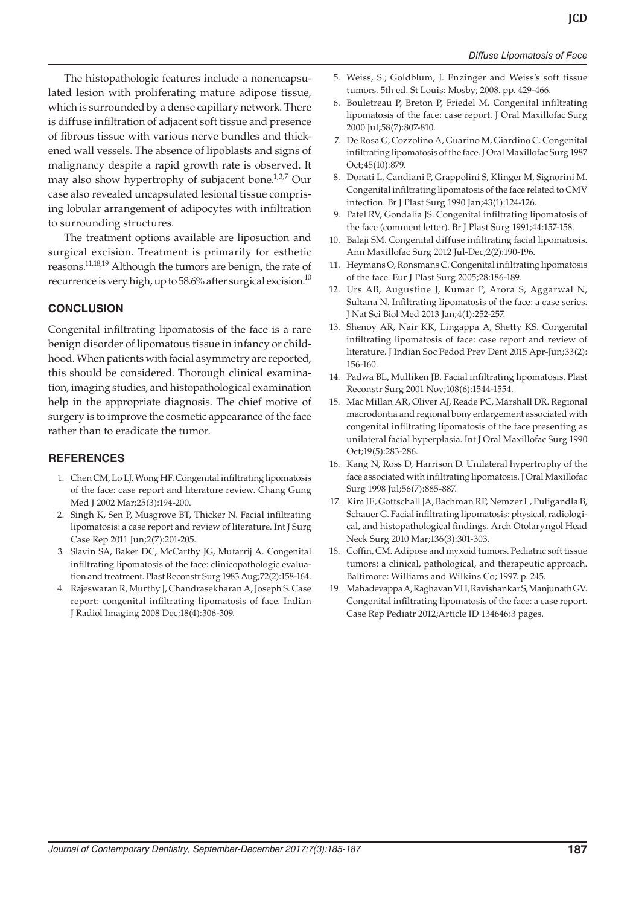The histopathologic features include a nonencapsulated lesion with proliferating mature adipose tissue, which is surrounded by a dense capillary network. There is diffuse infiltration of adjacent soft tissue and presence of fibrous tissue with various nerve bundles and thickened wall vessels. The absence of lipoblasts and signs of malignancy despite a rapid growth rate is observed. It may also show hypertrophy of subjacent bone.[1,3,7] Our case also revealed uncapsulated lesional tissue comprising lobular arrangement of adipocytes with infiltration to surrounding structures.

The treatment options available are liposuction and surgical excision. Treatment is primarily for esthetic reasons.[11,18,19] Although the tumors are benign, the rate of recurrence is very high, up to 58.6% after surgical excision.[10]

## CONCLUSION

Congenital infiltrating lipomatosis of the face is a rare benign disorder of lipomatous tissue in infancy or childhood. When patients with facial asymmetry are reported, this should be considered. Thorough clinical examination, imaging studies, and histopathological examination help in the appropriate diagnosis. The chief motive of surgery is to improve the cosmetic appearance of the face rather than to eradicate the tumor.

## REFERENCES

1. Chen CM, Lo LJ, Wong HF. Congenital infiltrating lipomatosis of the face: case report and literature review. Chang Gung Med J 2002 Mar;25(3):194-200.
2. Singh K, Sen P, Musgrove BT, Thicker N. Facial infiltrating lipomatosis: a case report and review of literature. Int J Surg Case Rep 2011 Jun;2(7):201-205.
3. Slavin SA, Baker DC, McCarthy JG, Mufarrij A. Congenital infiltrating lipomatosis of the face: clinicopathologic evaluation and treatment. Plast Reconstr Surg 1983 Aug;72(2):158-164.
4. Rajeswaran R, Murthy J, Chandrasekharan A, Joseph S. Case report: congenital infiltrating lipomatosis of face. Indian J Radiol Imaging 2008 Dec;18(4):306-309.
5. Weiss, S.; Goldblum, J. Enzinger and Weiss's soft tissue tumors. 5th ed. St Louis: Mosby; 2008. pp. 429-466.
6. Bouletreau P, Breton P, Friedel M. Congenital infiltrating lipomatosis of the face: case report. J Oral Maxillofac Surg 2000 Jul;58(7):807-810.
7. De Rosa G, Cozzolino A, Guarino M, Giardino C. Congenital infiltrating lipomatosis of the face. J Oral Maxillofac Surg 1987 Oct;45(10):879.
8. Donati L, Candiani P, Grappolini S, Klinger M, Signorini M. Congenital infiltrating lipomatosis of the face related to CMV infection. Br J Plast Surg 1990 Jan;43(1):124-126.
9. Patel RV, Gondalia JS. Congenital infiltrating lipomatosis of the face (comment letter). Br J Plast Surg 1991;44:157-158.
10. Balaji SM. Congenital diffuse infiltrating facial lipomatosis. Ann Maxillofac Surg 2012 Jul-Dec;2(2):190-196.
11. Heymans O, Ronsmans C. Congenital infiltrating lipomatosis of the face. Eur J Plast Surg 2005;28:186-189.
12. Urs AB, Augustine J, Kumar P, Arora S, Aggarwal N, Sultana N. Infiltrating lipomatosis of the face: a case series. J Nat Sci Biol Med 2013 Jan;4(1):252-257.
13. Shenoy AR, Nair KK, Lingappa A, Shetty KS. Congenital infiltrating lipomatosis of face: case report and review of literature. J Indian Soc Pedod Prev Dent 2015 Apr-Jun;33(2): 156-160.
14. Padwa BL, Mulliken JB. Facial infiltrating lipomatosis. Plast Reconstr Surg 2001 Nov;108(6):1544-1554.
15. Mac Millan AR, Oliver AJ, Reade PC, Marshall DR. Regional macrodontia and regional bony enlargement associated with congenital infiltrating lipomatosis of the face presenting as unilateral facial hyperplasia. Int J Oral Maxillofac Surg 1990 Oct;19(5):283-286.
16. Kang N, Ross D, Harrison D. Unilateral hypertrophy of the face associated with infiltrating lipomatosis. J Oral Maxillofac Surg 1998 Jul;56(7):885-887.
17. Kim JE, Gottschall JA, Bachman RP, Nemzer L, Puligandla B, Schauer G. Facial infiltrating lipomatosis: physical, radiological, and histopathological findings. Arch Otolaryngol Head Neck Surg 2010 Mar;136(3):301-303.
18. Coffin, CM. Adipose and myxoid tumors. Pediatric soft tissue tumors: a clinical, pathological, and therapeutic approach. Baltimore: Williams and Wilkins Co; 1997. p. 245.
19. Mahadevappa A, Raghavan VH, Ravishankar S, Manjunath GV. Congenital infiltrating lipomatosis of the face: a case report. Case Rep Pediatr 2012;Article ID 134646:3 pages.